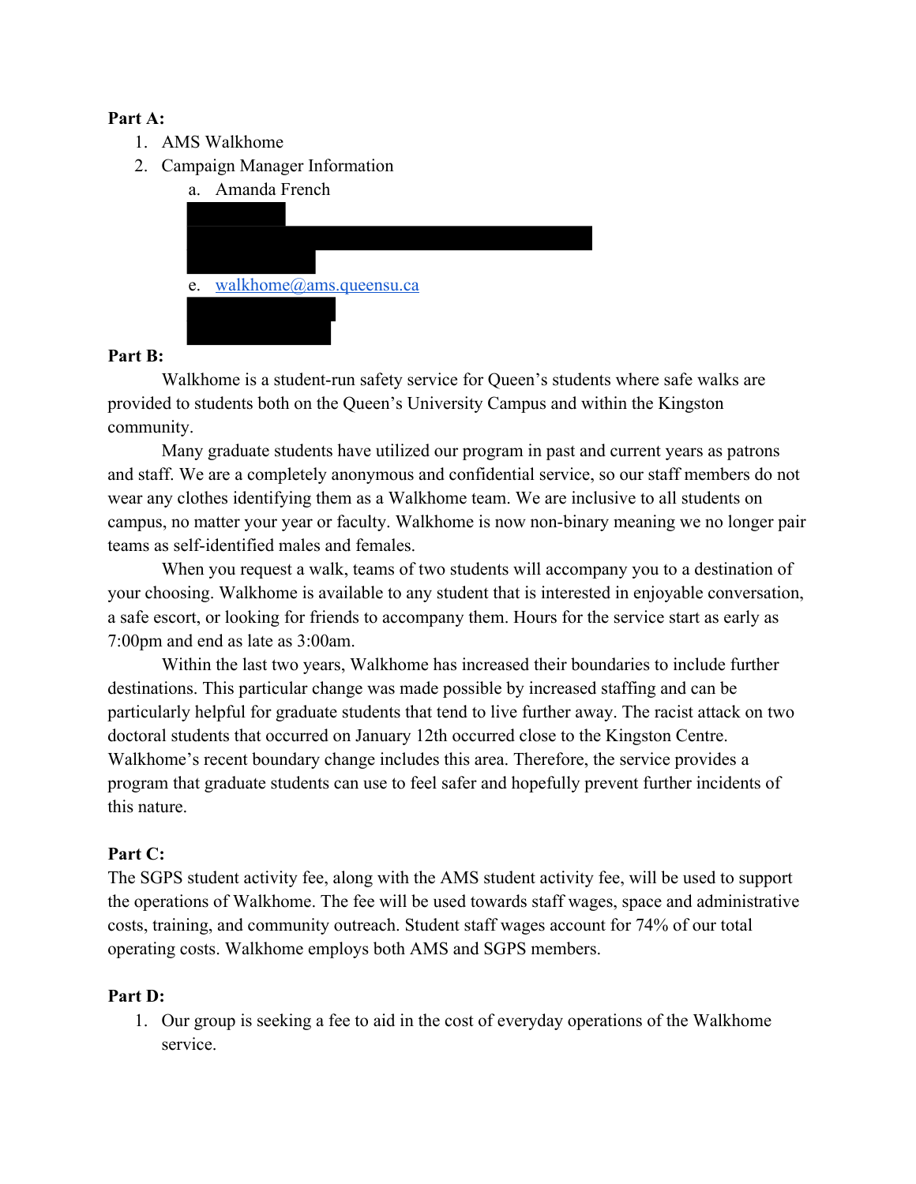**Part A:**

1. AMS Walkhome
2. Campaign Manager Information
   a. Amanda French

   e. walkhome@ams.queensu.ca

**Part B:**

Walkhome is a student-run safety service for Queen's students where safe walks are provided to students both on the Queen's University Campus and within the Kingston community.

Many graduate students have utilized our program in past and current years as patrons and staff. We are a completely anonymous and confidential service, so our staff members do not wear any clothes identifying them as a Walkhome team. We are inclusive to all students on campus, no matter your year or faculty. Walkhome is now non-binary meaning we no longer pair teams as self-identified males and females.

When you request a walk, teams of two students will accompany you to a destination of your choosing. Walkhome is available to any student that is interested in enjoyable conversation, a safe escort, or looking for friends to accompany them. Hours for the service start as early as 7:00pm and end as late as 3:00am.

Within the last two years, Walkhome has increased their boundaries to include further destinations. This particular change was made possible by increased staffing and can be particularly helpful for graduate students that tend to live further away. The racist attack on two doctoral students that occurred on January 12th occurred close to the Kingston Centre. Walkhome's recent boundary change includes this area. Therefore, the service provides a program that graduate students can use to feel safer and hopefully prevent further incidents of this nature.

**Part C:**

The SGPS student activity fee, along with the AMS student activity fee, will be used to support the operations of Walkhome. The fee will be used towards staff wages, space and administrative costs, training, and community outreach. Student staff wages account for 74% of our total operating costs. Walkhome employs both AMS and SGPS members.

**Part D:**

1. Our group is seeking a fee to aid in the cost of everyday operations of the Walkhome service.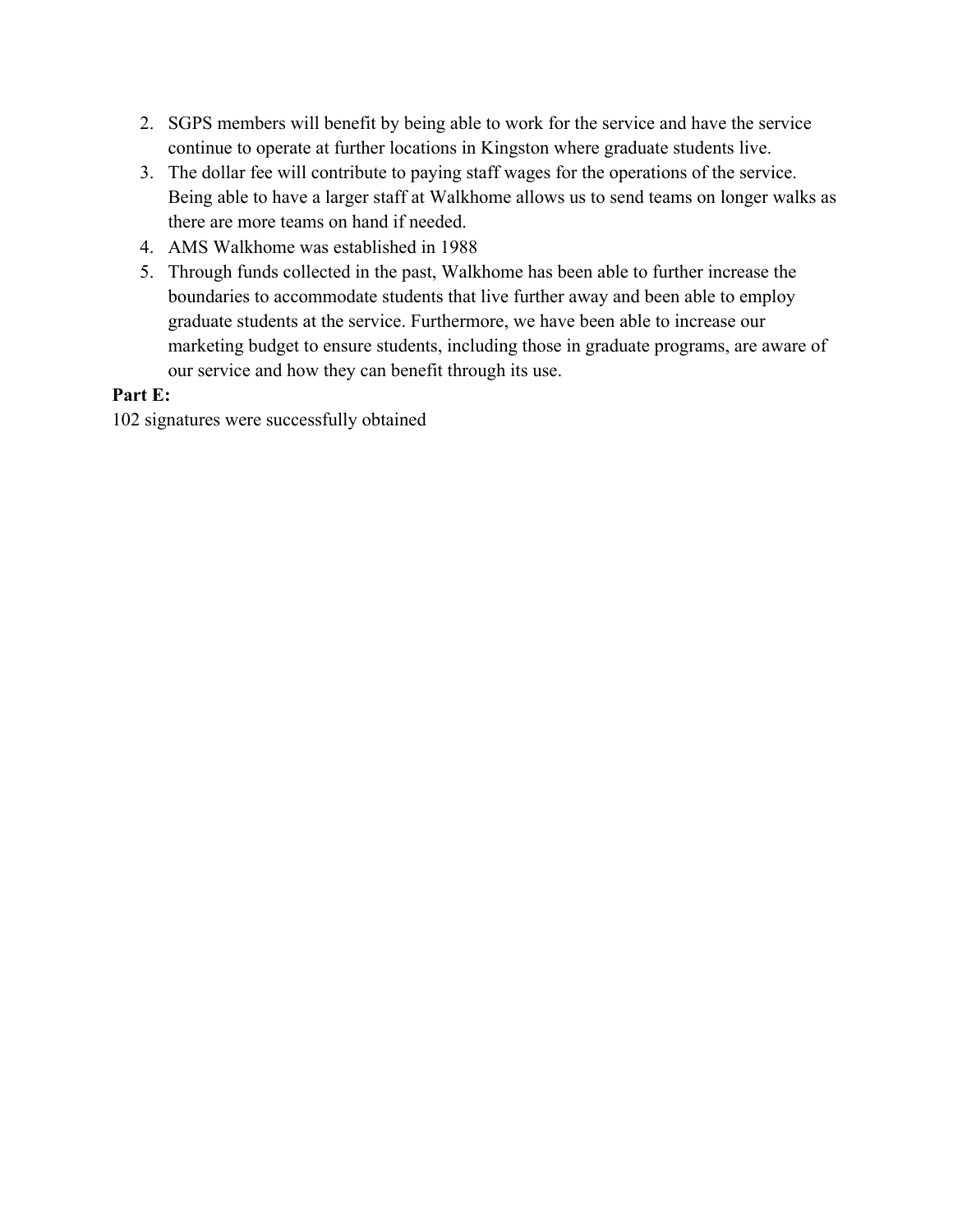2. SGPS members will benefit by being able to work for the service and have the service continue to operate at further locations in Kingston where graduate students live.
3. The dollar fee will contribute to paying staff wages for the operations of the service. Being able to have a larger staff at Walkhome allows us to send teams on longer walks as there are more teams on hand if needed.
4. AMS Walkhome was established in 1988
5. Through funds collected in the past, Walkhome has been able to further increase the boundaries to accommodate students that live further away and been able to employ graduate students at the service. Furthermore, we have been able to increase our marketing budget to ensure students, including those in graduate programs, are aware of our service and how they can benefit through its use.

**Part E:**

102 signatures were successfully obtained